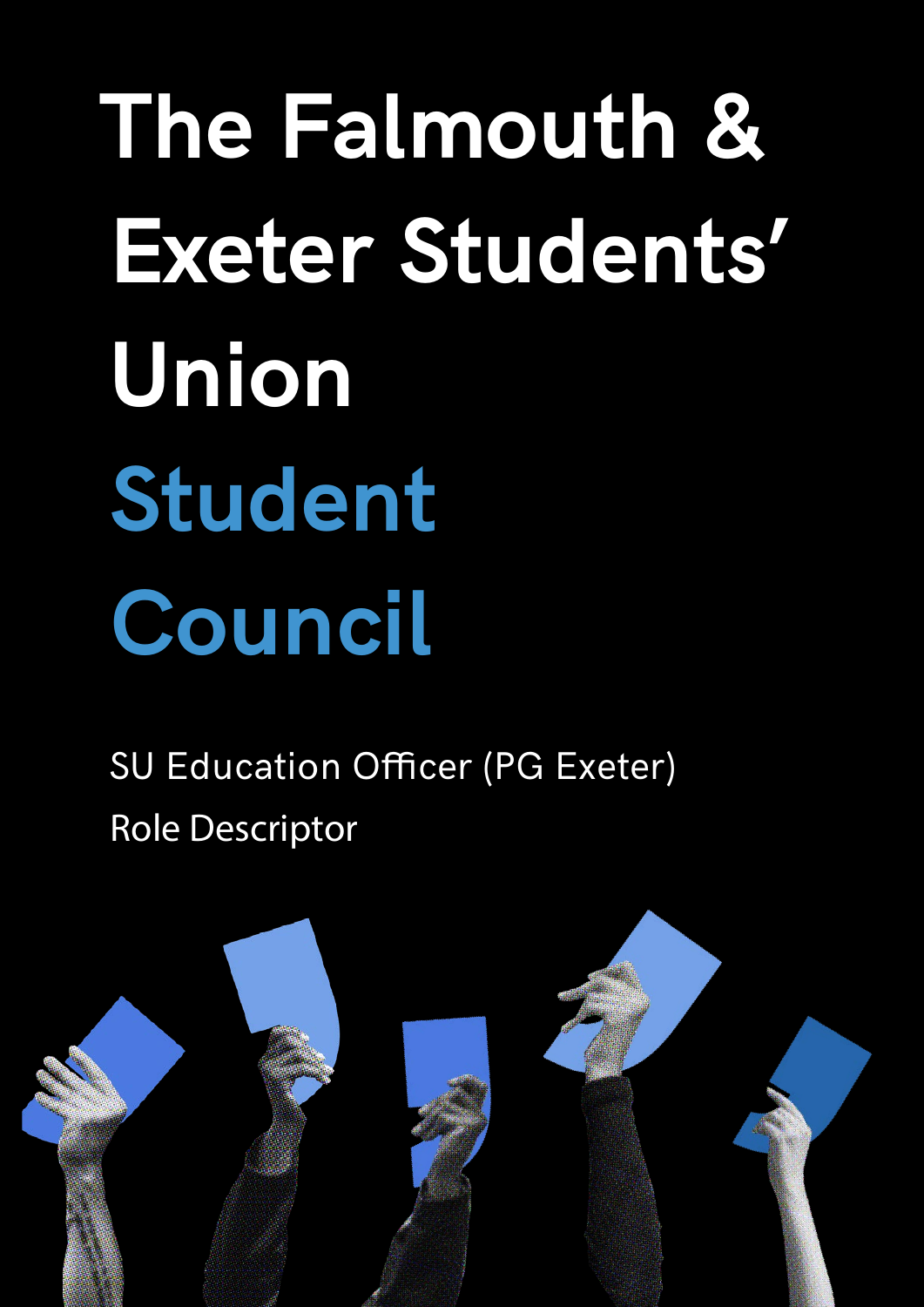# The Falmouth & Exeter Students' Union

# Student Council

SU Education Officer (PG Exeter)

Role Descriptor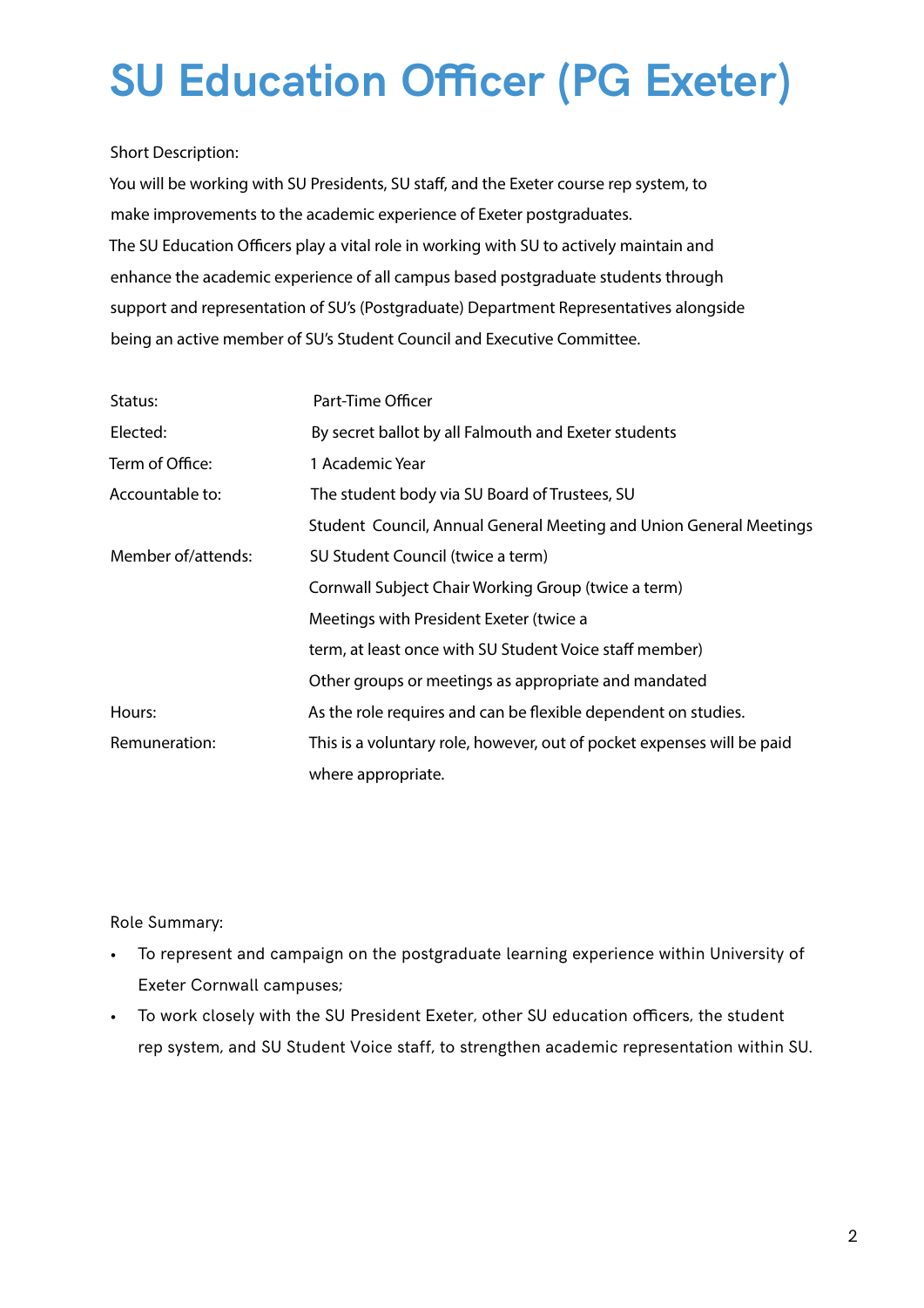# SU Education Officer (PG Exeter)

Short Description:

You will be working with SU Presidents, SU staff, and the Exeter course rep system, to make improvements to the academic experience of Exeter postgraduates.

The SU Education Officers play a vital role in working with SU to actively maintain and enhance the academic experience of all campus based postgraduate students through support and representation of SU's (Postgraduate) Department Representatives alongside being an active member of SU's Student Council and Executive Committee.

| | |
|---|---|
| Status: | Part-Time Officer |
| Elected: | By secret ballot by all Falmouth and Exeter students |
| Term of Office: | 1 Academic Year |
| Accountable to: | The student body via SU Board of Trustees, SU Student Council, Annual General Meeting and Union General Meetings |
| Member of/attends: | SU Student Council (twice a term)<br>Cornwall Subject Chair Working Group (twice a term)<br>Meetings with President Exeter (twice a term, at least once with SU Student Voice staff member)<br>Other groups or meetings as appropriate and mandated |
| Hours: | As the role requires and can be flexible dependent on studies. |
| Remuneration: | This is a voluntary role, however, out of pocket expenses will be paid where appropriate. |

Role Summary:

- To represent and campaign on the postgraduate learning experience within University of Exeter Cornwall campuses;
- To work closely with the SU President Exeter, other SU education officers, the student rep system, and SU Student Voice staff, to strengthen academic representation within SU.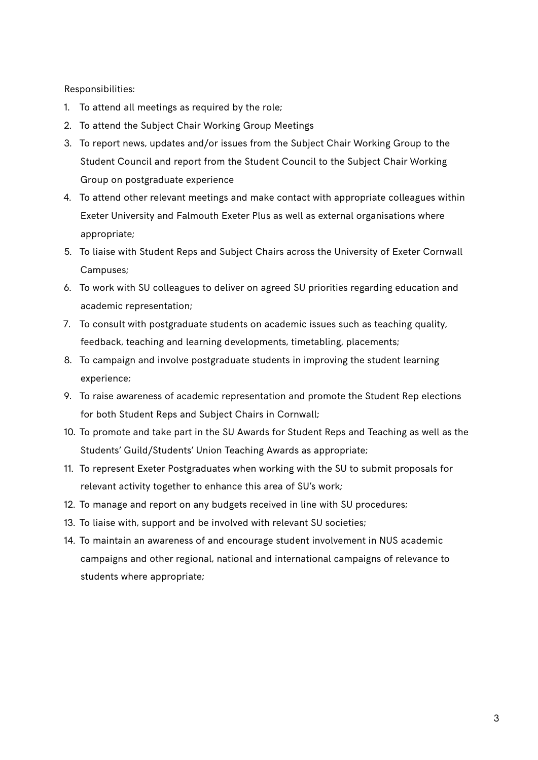Responsibilities:

1. To attend all meetings as required by the role;
2. To attend the Subject Chair Working Group Meetings
3. To report news, updates and/or issues from the Subject Chair Working Group to the Student Council and report from the Student Council to the Subject Chair Working Group on postgraduate experience
4. To attend other relevant meetings and make contact with appropriate colleagues within Exeter University and Falmouth Exeter Plus as well as external organisations where appropriate;
5. To liaise with Student Reps and Subject Chairs across the University of Exeter Cornwall Campuses;
6. To work with SU colleagues to deliver on agreed SU priorities regarding education and academic representation;
7. To consult with postgraduate students on academic issues such as teaching quality, feedback, teaching and learning developments, timetabling, placements;
8. To campaign and involve postgraduate students in improving the student learning experience;
9. To raise awareness of academic representation and promote the Student Rep elections for both Student Reps and Subject Chairs in Cornwall;
10. To promote and take part in the SU Awards for Student Reps and Teaching as well as the Students' Guild/Students' Union Teaching Awards as appropriate;
11. To represent Exeter Postgraduates when working with the SU to submit proposals for relevant activity together to enhance this area of SU's work;
12. To manage and report on any budgets received in line with SU procedures;
13. To liaise with, support and be involved with relevant SU societies;
14. To maintain an awareness of and encourage student involvement in NUS academic campaigns and other regional, national and international campaigns of relevance to students where appropriate;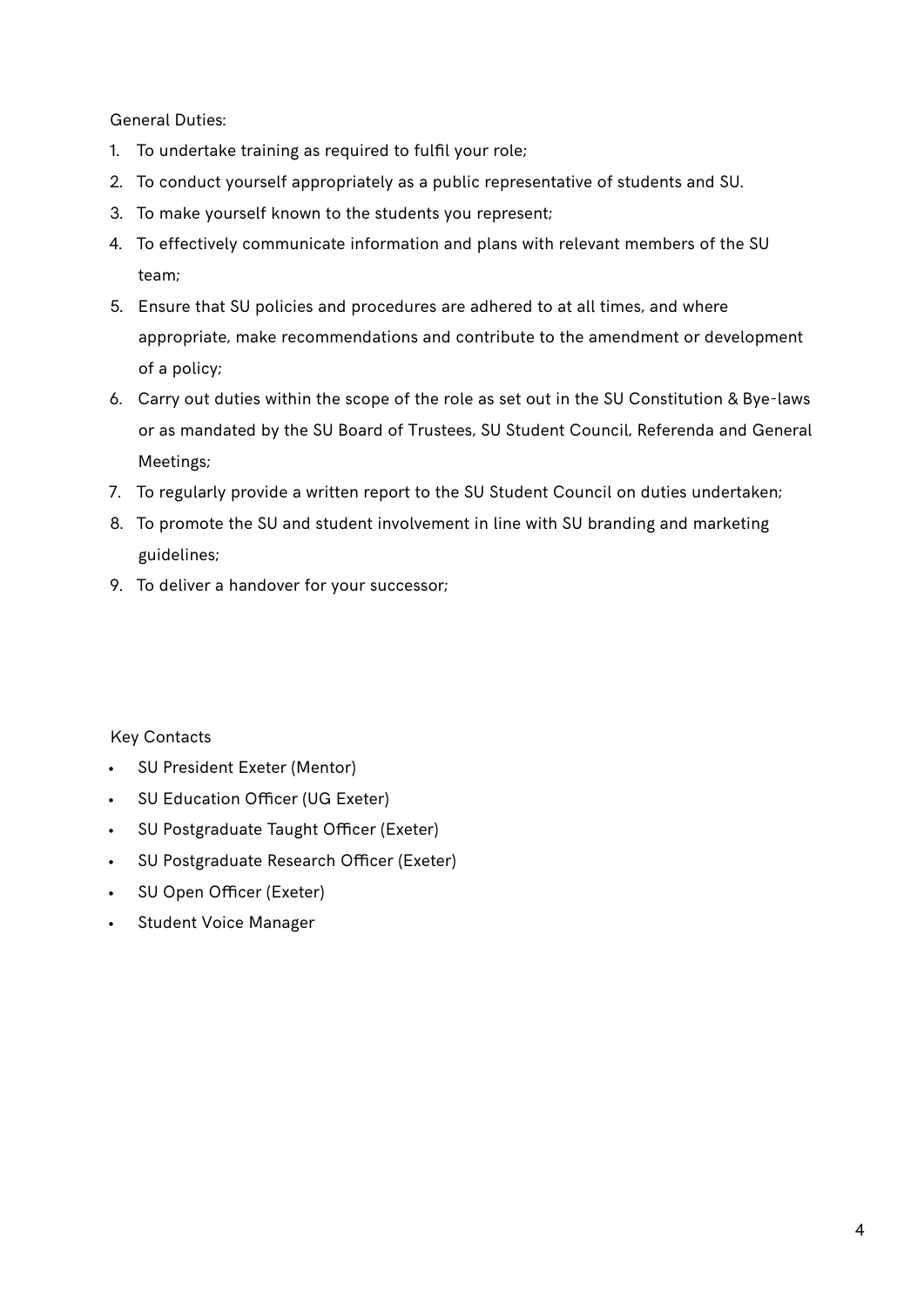General Duties:

1. To undertake training as required to fulfil your role;
2. To conduct yourself appropriately as a public representative of students and SU.
3. To make yourself known to the students you represent;
4. To effectively communicate information and plans with relevant members of the SU team;
5. Ensure that SU policies and procedures are adhered to at all times, and where appropriate, make recommendations and contribute to the amendment or development of a policy;
6. Carry out duties within the scope of the role as set out in the SU Constitution & Bye-laws or as mandated by the SU Board of Trustees, SU Student Council, Referenda and General Meetings;
7. To regularly provide a written report to the SU Student Council on duties undertaken;
8. To promote the SU and student involvement in line with SU branding and marketing guidelines;
9. To deliver a handover for your successor;

Key Contacts

- SU President Exeter (Mentor)
- SU Education Officer (UG Exeter)
- SU Postgraduate Taught Officer (Exeter)
- SU Postgraduate Research Officer (Exeter)
- SU Open Officer (Exeter)
- Student Voice Manager